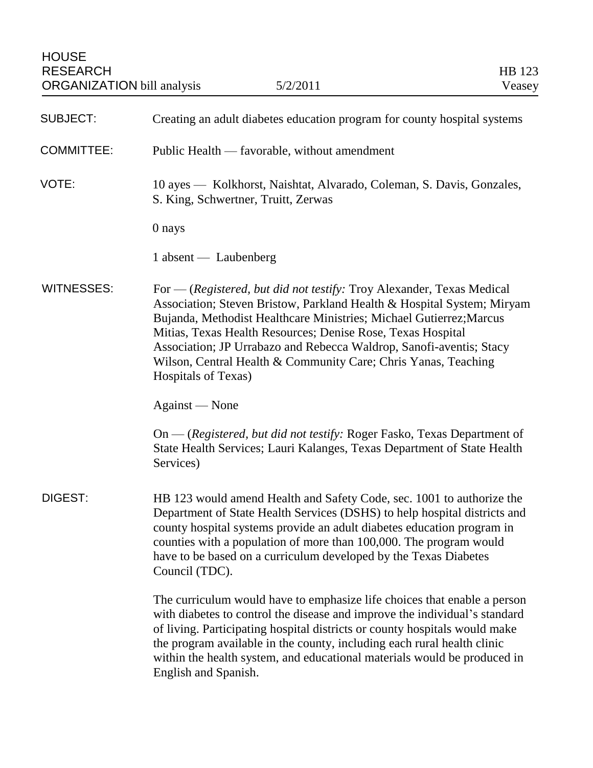HOUSE RESEARCH ORGANIZATION bill analysis — 5/2/2011 — HB 123 Veasey

**SUBJECT:** Creating an adult diabetes education program for county hospital systems

**COMMITTEE:** Public Health — favorable, without amendment

**VOTE:** 10 ayes — Kolkhorst, Naishtat, Alvarado, Coleman, S. Davis, Gonzales, S. King, Schwertner, Truitt, Zerwas

0 nays

1 absent — Laubenberg

**WITNESSES:** For — (*Registered, but did not testify:* Troy Alexander, Texas Medical Association; Steven Bristow, Parkland Health & Hospital System; Miryam Bujanda, Methodist Healthcare Ministries; Michael Gutierrez;Marcus Mitias, Texas Health Resources; Denise Rose, Texas Hospital Association; JP Urrabazo and Rebecca Waldrop, Sanofi-aventis; Stacy Wilson, Central Health & Community Care; Chris Yanas, Teaching Hospitals of Texas)

Against — None

On — (*Registered, but did not testify:* Roger Fasko, Texas Department of State Health Services; Lauri Kalanges, Texas Department of State Health Services)

**DIGEST:** HB 123 would amend Health and Safety Code, sec. 1001 to authorize the Department of State Health Services (DSHS) to help hospital districts and county hospital systems provide an adult diabetes education program in counties with a population of more than 100,000. The program would have to be based on a curriculum developed by the Texas Diabetes Council (TDC).

The curriculum would have to emphasize life choices that enable a person with diabetes to control the disease and improve the individual's standard of living. Participating hospital districts or county hospitals would make the program available in the county, including each rural health clinic within the health system, and educational materials would be produced in English and Spanish.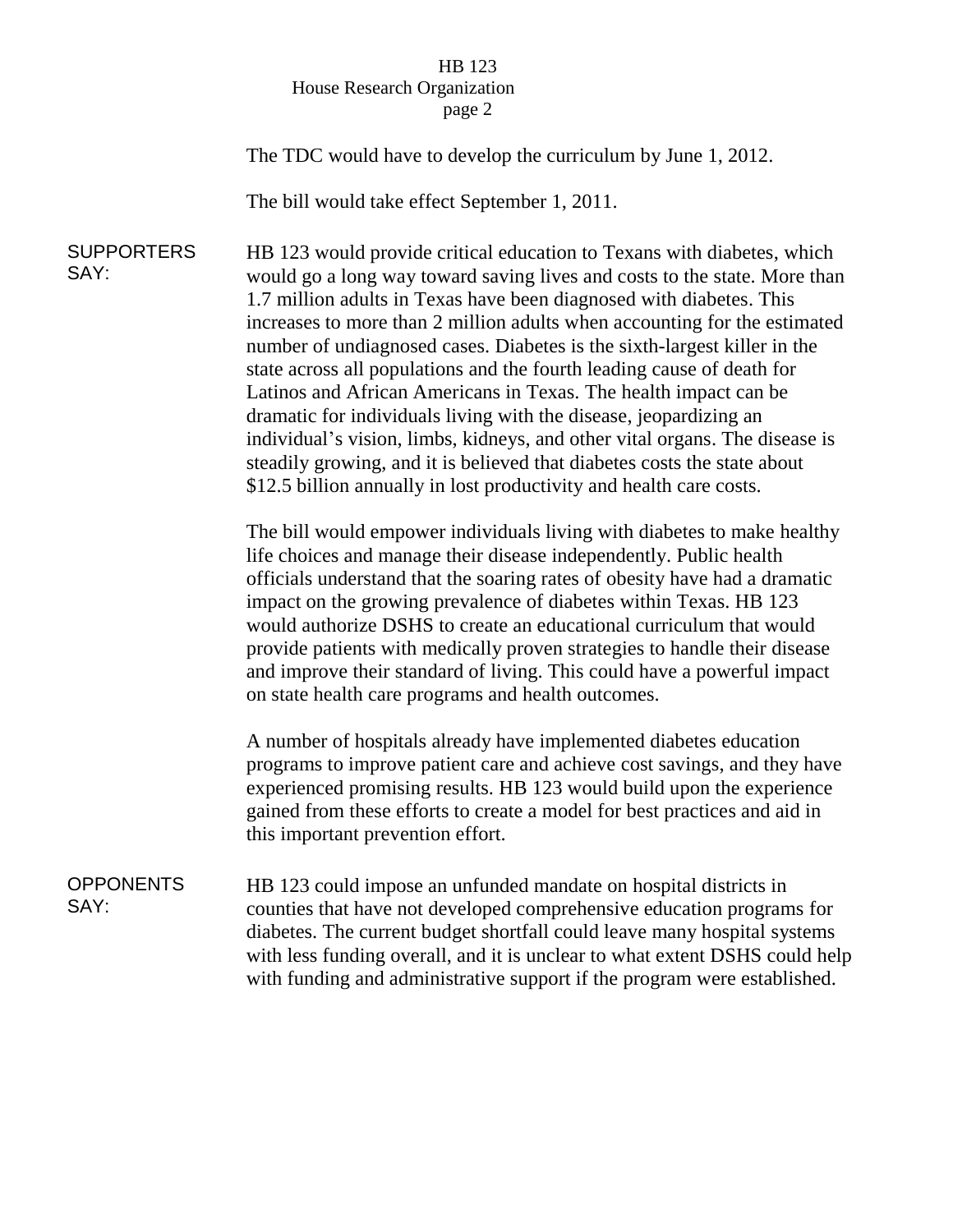The TDC would have to develop the curriculum by June 1, 2012.

The bill would take effect September 1, 2011.

**SUPPORTERS SAY:**

HB 123 would provide critical education to Texans with diabetes, which would go a long way toward saving lives and costs to the state. More than 1.7 million adults in Texas have been diagnosed with diabetes. This increases to more than 2 million adults when accounting for the estimated number of undiagnosed cases. Diabetes is the sixth-largest killer in the state across all populations and the fourth leading cause of death for Latinos and African Americans in Texas. The health impact can be dramatic for individuals living with the disease, jeopardizing an individual's vision, limbs, kidneys, and other vital organs. The disease is steadily growing, and it is believed that diabetes costs the state about $12.5 billion annually in lost productivity and health care costs.

The bill would empower individuals living with diabetes to make healthy life choices and manage their disease independently. Public health officials understand that the soaring rates of obesity have had a dramatic impact on the growing prevalence of diabetes within Texas. HB 123 would authorize DSHS to create an educational curriculum that would provide patients with medically proven strategies to handle their disease and improve their standard of living. This could have a powerful impact on state health care programs and health outcomes.

A number of hospitals already have implemented diabetes education programs to improve patient care and achieve cost savings, and they have experienced promising results. HB 123 would build upon the experience gained from these efforts to create a model for best practices and aid in this important prevention effort.

**OPPONENTS SAY:**

HB 123 could impose an unfunded mandate on hospital districts in counties that have not developed comprehensive education programs for diabetes. The current budget shortfall could leave many hospital systems with less funding overall, and it is unclear to what extent DSHS could help with funding and administrative support if the program were established.